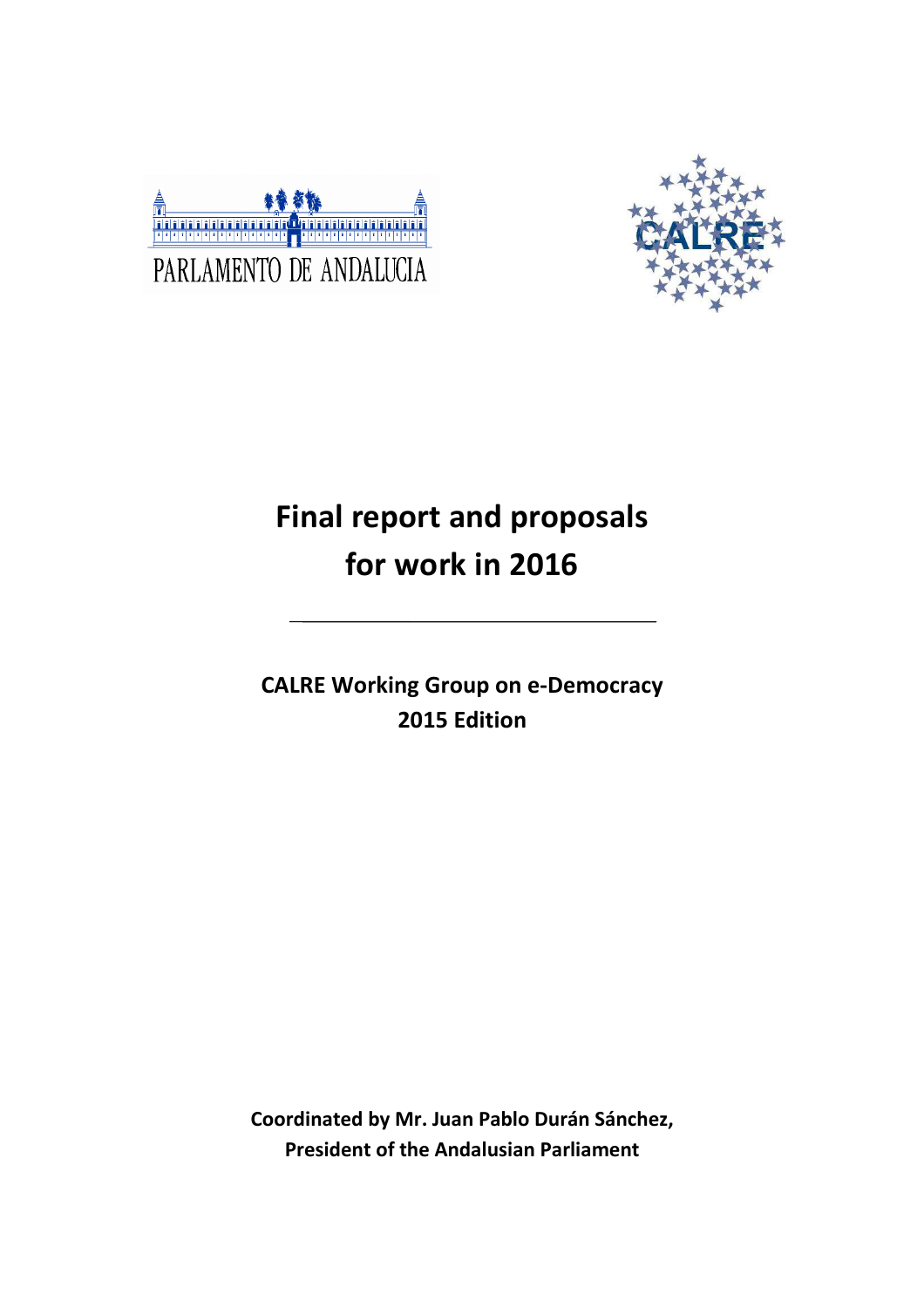PARLAMENTO DE ANDALUCIA

CALRE

# Final report and proposals for work in 2016

---

**CALRE Working Group on e-Democracy**
**2015 Edition**

**Coordinated by Mr. Juan Pablo Durán Sánchez,**
**President of the Andalusian Parliament**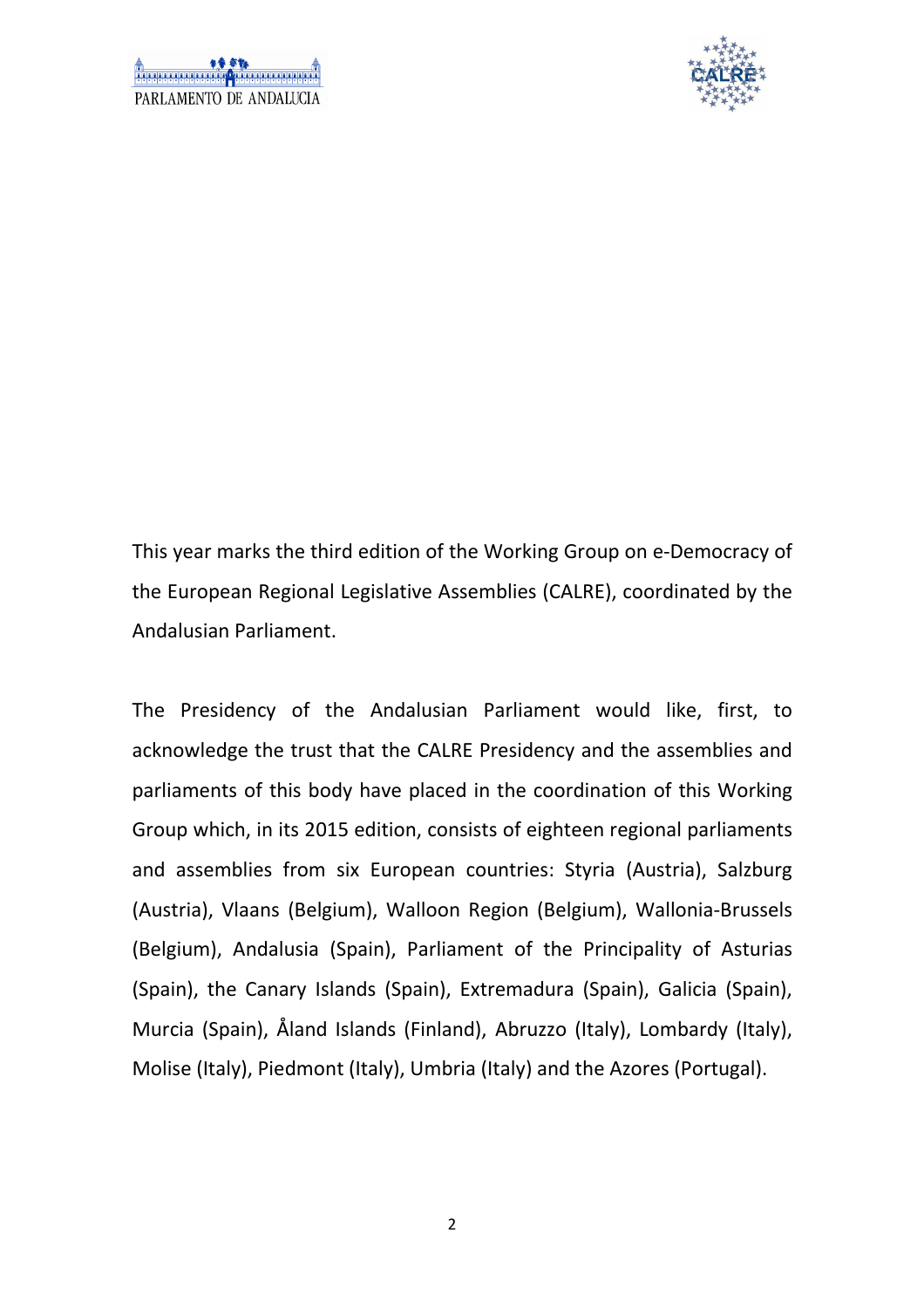This year marks the third edition of the Working Group on e-Democracy of the European Regional Legislative Assemblies (CALRE), coordinated by the Andalusian Parliament.

The Presidency of the Andalusian Parliament would like, first, to acknowledge the trust that the CALRE Presidency and the assemblies and parliaments of this body have placed in the coordination of this Working Group which, in its 2015 edition, consists of eighteen regional parliaments and assemblies from six European countries: Styria (Austria), Salzburg (Austria), Vlaans (Belgium), Walloon Region (Belgium), Wallonia-Brussels (Belgium), Andalusia (Spain), Parliament of the Principality of Asturias (Spain), the Canary Islands (Spain), Extremadura (Spain), Galicia (Spain), Murcia (Spain), Åland Islands (Finland), Abruzzo (Italy), Lombardy (Italy), Molise (Italy), Piedmont (Italy), Umbria (Italy) and the Azores (Portugal).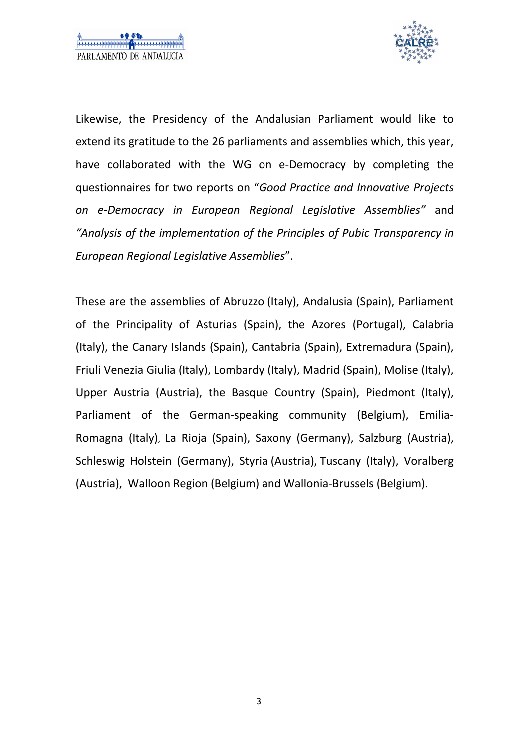Likewise, the Presidency of the Andalusian Parliament would like to extend its gratitude to the 26 parliaments and assemblies which, this year, have collaborated with the WG on e-Democracy by completing the questionnaires for two reports on "*Good Practice and Innovative Projects on e-Democracy in European Regional Legislative Assemblies*" and "*Analysis of the implementation of the Principles of Pubic Transparency in European Regional Legislative Assemblies*".

These are the assemblies of Abruzzo (Italy), Andalusia (Spain), Parliament of the Principality of Asturias (Spain), the Azores (Portugal), Calabria (Italy), the Canary Islands (Spain), Cantabria (Spain), Extremadura (Spain), Friuli Venezia Giulia (Italy), Lombardy (Italy), Madrid (Spain), Molise (Italy), Upper Austria (Austria), the Basque Country (Spain), Piedmont (Italy), Parliament of the German-speaking community (Belgium), Emilia-Romagna (Italy), La Rioja (Spain), Saxony (Germany), Salzburg (Austria), Schleswig Holstein (Germany), Styria (Austria), Tuscany (Italy), Voralberg (Austria), Walloon Region (Belgium) and Wallonia-Brussels (Belgium).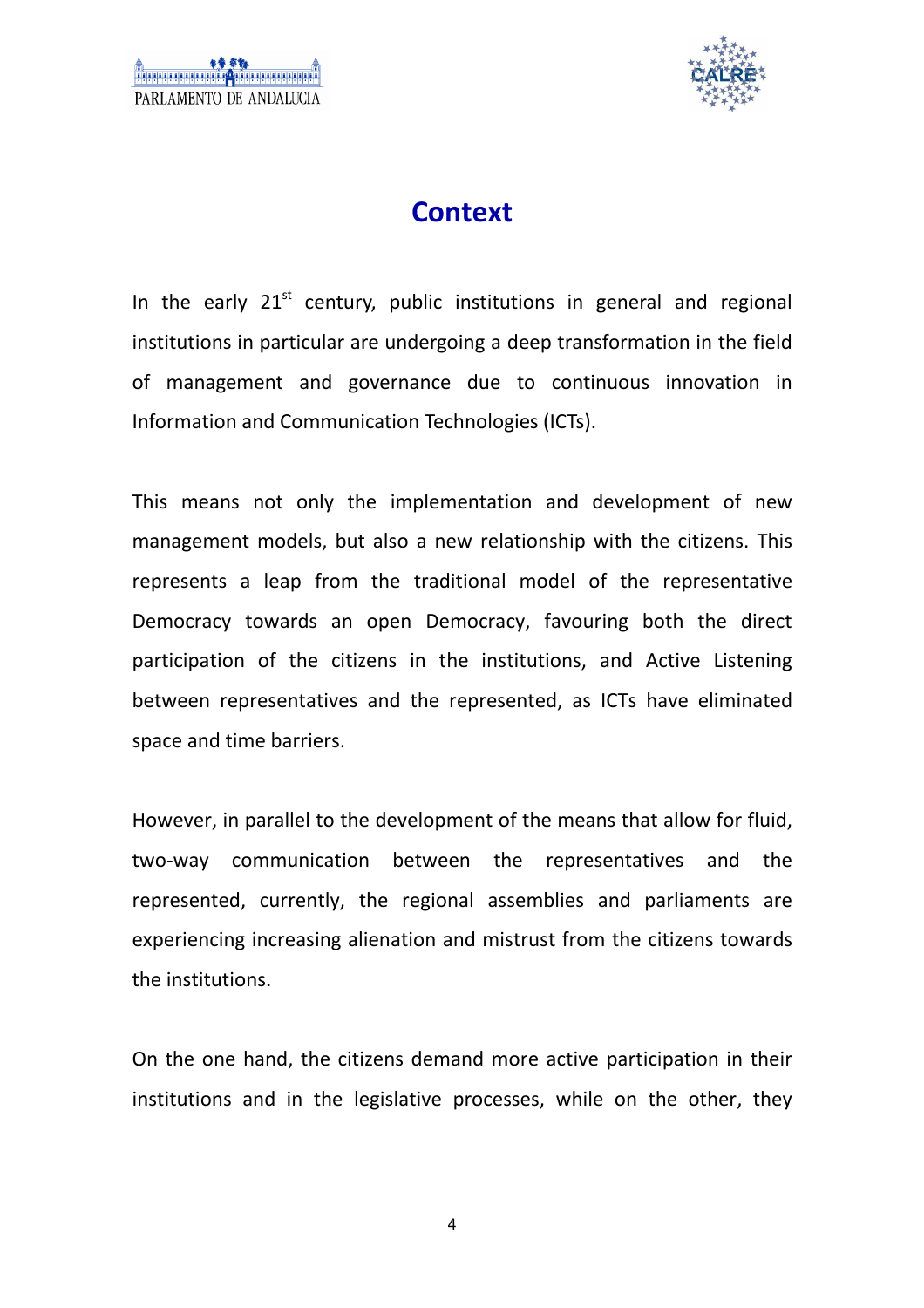# Context

In the early 21st century, public institutions in general and regional institutions in particular are undergoing a deep transformation in the field of management and governance due to continuous innovation in Information and Communication Technologies (ICTs).

This means not only the implementation and development of new management models, but also a new relationship with the citizens. This represents a leap from the traditional model of the representative Democracy towards an open Democracy, favouring both the direct participation of the citizens in the institutions, and Active Listening between representatives and the represented, as ICTs have eliminated space and time barriers.

However, in parallel to the development of the means that allow for fluid, two-way communication between the representatives and the represented, currently, the regional assemblies and parliaments are experiencing increasing alienation and mistrust from the citizens towards the institutions.

On the one hand, the citizens demand more active participation in their institutions and in the legislative processes, while on the other, they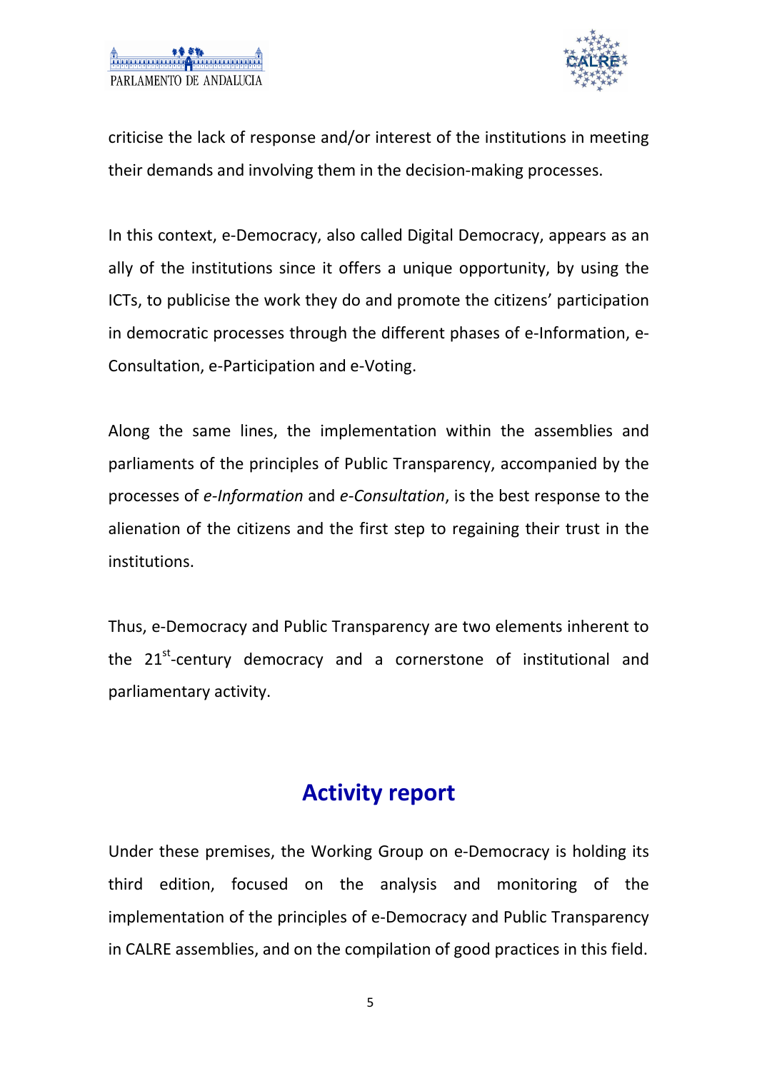criticise the lack of response and/or interest of the institutions in meeting their demands and involving them in the decision-making processes.

In this context, e-Democracy, also called Digital Democracy, appears as an ally of the institutions since it offers a unique opportunity, by using the ICTs, to publicise the work they do and promote the citizens' participation in democratic processes through the different phases of e-Information, e-Consultation, e-Participation and e-Voting.

Along the same lines, the implementation within the assemblies and parliaments of the principles of Public Transparency, accompanied by the processes of *e-Information* and *e-Consultation*, is the best response to the alienation of the citizens and the first step to regaining their trust in the institutions.

Thus, e-Democracy and Public Transparency are two elements inherent to the 21st-century democracy and a cornerstone of institutional and parliamentary activity.

## Activity report

Under these premises, the Working Group on e-Democracy is holding its third edition, focused on the analysis and monitoring of the implementation of the principles of e-Democracy and Public Transparency in CALRE assemblies, and on the compilation of good practices in this field.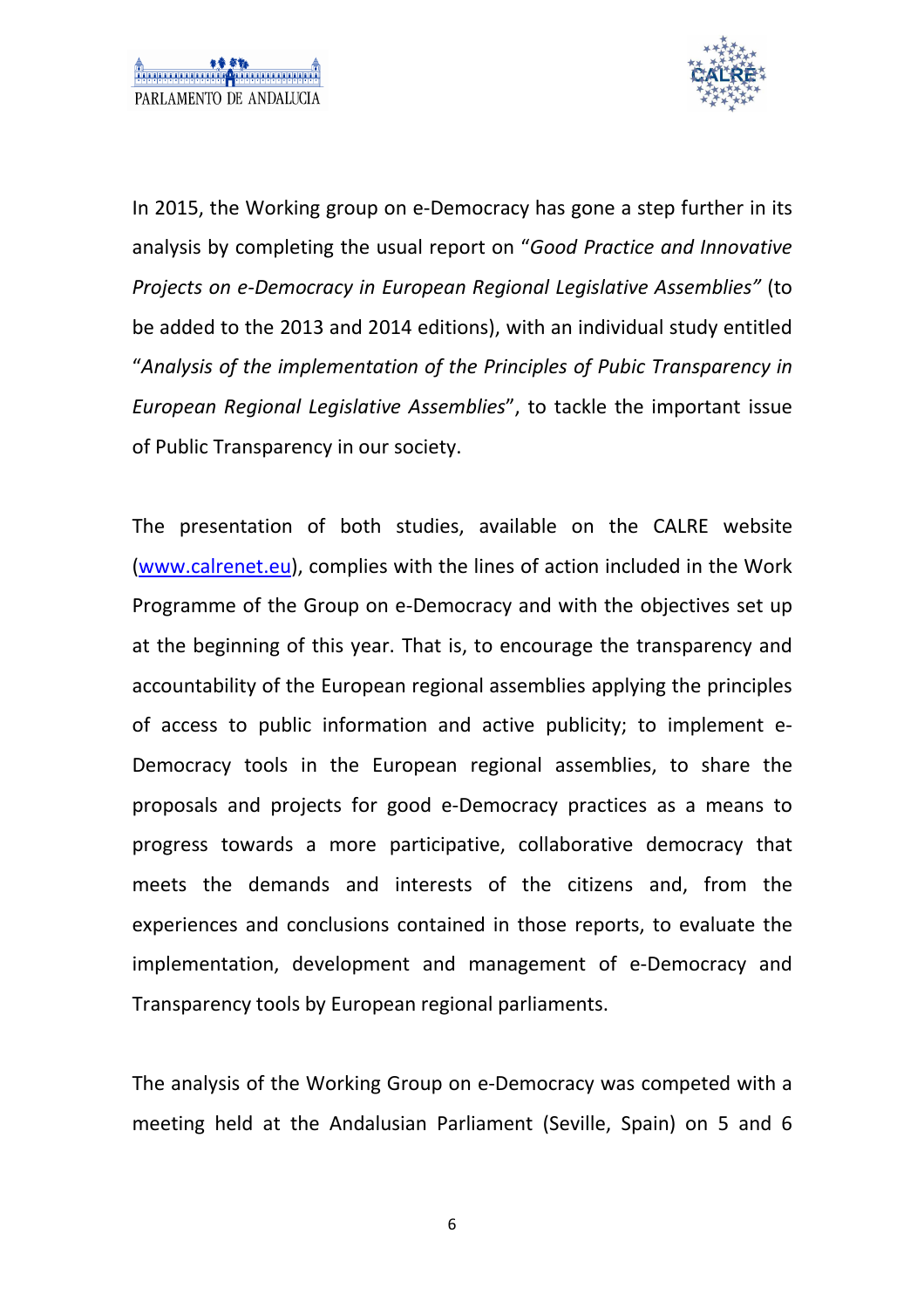In 2015, the Working group on e-Democracy has gone a step further in its analysis by completing the usual report on "*Good Practice and Innovative Projects on e-Democracy in European Regional Legislative Assemblies"* (to be added to the 2013 and 2014 editions), with an individual study entitled "*Analysis of the implementation of the Principles of Pubic Transparency in European Regional Legislative Assemblies*", to tackle the important issue of Public Transparency in our society.

The presentation of both studies, available on the CALRE website ([www.calrenet.eu](http://www.calrenet.eu)), complies with the lines of action included in the Work Programme of the Group on e-Democracy and with the objectives set up at the beginning of this year. That is, to encourage the transparency and accountability of the European regional assemblies applying the principles of access to public information and active publicity; to implement e-Democracy tools in the European regional assemblies, to share the proposals and projects for good e-Democracy practices as a means to progress towards a more participative, collaborative democracy that meets the demands and interests of the citizens and, from the experiences and conclusions contained in those reports, to evaluate the implementation, development and management of e-Democracy and Transparency tools by European regional parliaments.

The analysis of the Working Group on e-Democracy was competed with a meeting held at the Andalusian Parliament (Seville, Spain) on 5 and 6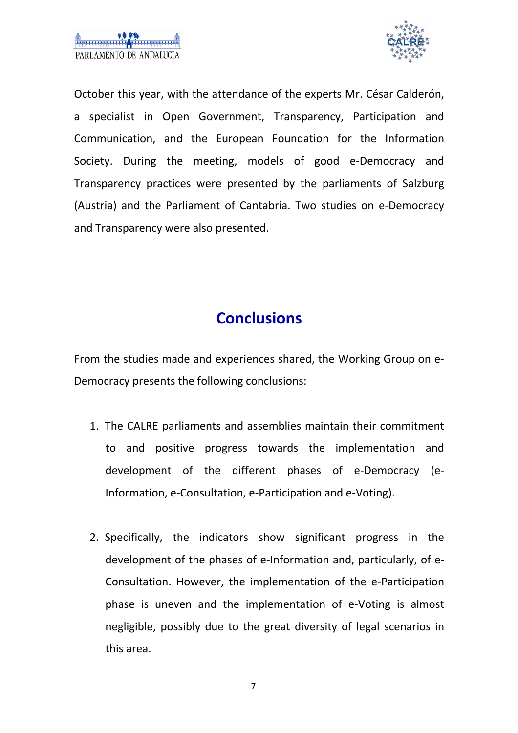October this year, with the attendance of the experts Mr. César Calderón, a specialist in Open Government, Transparency, Participation and Communication, and the European Foundation for the Information Society. During the meeting, models of good e-Democracy and Transparency practices were presented by the parliaments of Salzburg (Austria) and the Parliament of Cantabria. Two studies on e-Democracy and Transparency were also presented.

## Conclusions

From the studies made and experiences shared, the Working Group on e-Democracy presents the following conclusions:

1. The CALRE parliaments and assemblies maintain their commitment to and positive progress towards the implementation and development of the different phases of e-Democracy (e-Information, e-Consultation, e-Participation and e-Voting).

2. Specifically, the indicators show significant progress in the development of the phases of e-Information and, particularly, of e-Consultation. However, the implementation of the e-Participation phase is uneven and the implementation of e-Voting is almost negligible, possibly due to the great diversity of legal scenarios in this area.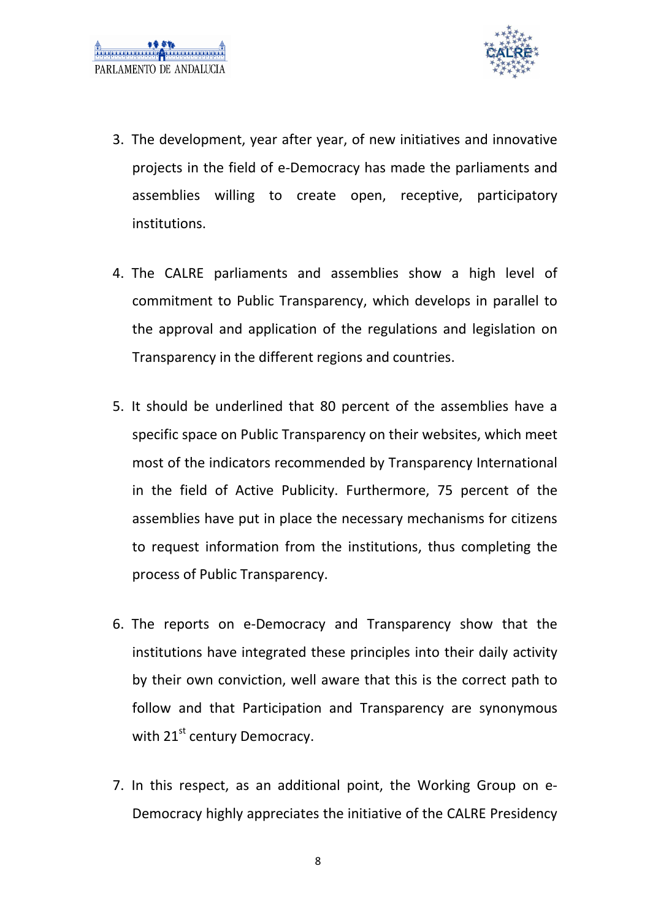3. The development, year after year, of new initiatives and innovative projects in the field of e-Democracy has made the parliaments and assemblies willing to create open, receptive, participatory institutions.

4. The CALRE parliaments and assemblies show a high level of commitment to Public Transparency, which develops in parallel to the approval and application of the regulations and legislation on Transparency in the different regions and countries.

5. It should be underlined that 80 percent of the assemblies have a specific space on Public Transparency on their websites, which meet most of the indicators recommended by Transparency International in the field of Active Publicity. Furthermore, 75 percent of the assemblies have put in place the necessary mechanisms for citizens to request information from the institutions, thus completing the process of Public Transparency.

6. The reports on e-Democracy and Transparency show that the institutions have integrated these principles into their daily activity by their own conviction, well aware that this is the correct path to follow and that Participation and Transparency are synonymous with 21st century Democracy.

7. In this respect, as an additional point, the Working Group on e-Democracy highly appreciates the initiative of the CALRE Presidency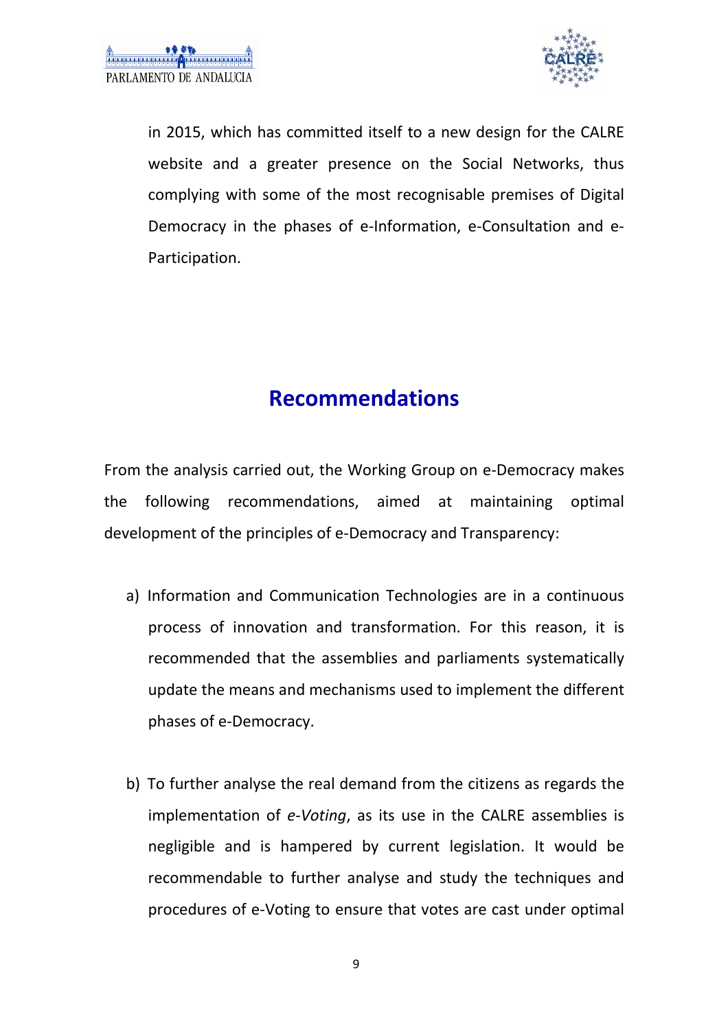in 2015, which has committed itself to a new design for the CALRE website and a greater presence on the Social Networks, thus complying with some of the most recognisable premises of Digital Democracy in the phases of e-Information, e-Consultation and e-Participation.

## Recommendations

From the analysis carried out, the Working Group on e-Democracy makes the following recommendations, aimed at maintaining optimal development of the principles of e-Democracy and Transparency:

a) Information and Communication Technologies are in a continuous process of innovation and transformation. For this reason, it is recommended that the assemblies and parliaments systematically update the means and mechanisms used to implement the different phases of e-Democracy.

b) To further analyse the real demand from the citizens as regards the implementation of *e-Voting*, as its use in the CALRE assemblies is negligible and is hampered by current legislation. It would be recommendable to further analyse and study the techniques and procedures of e-Voting to ensure that votes are cast under optimal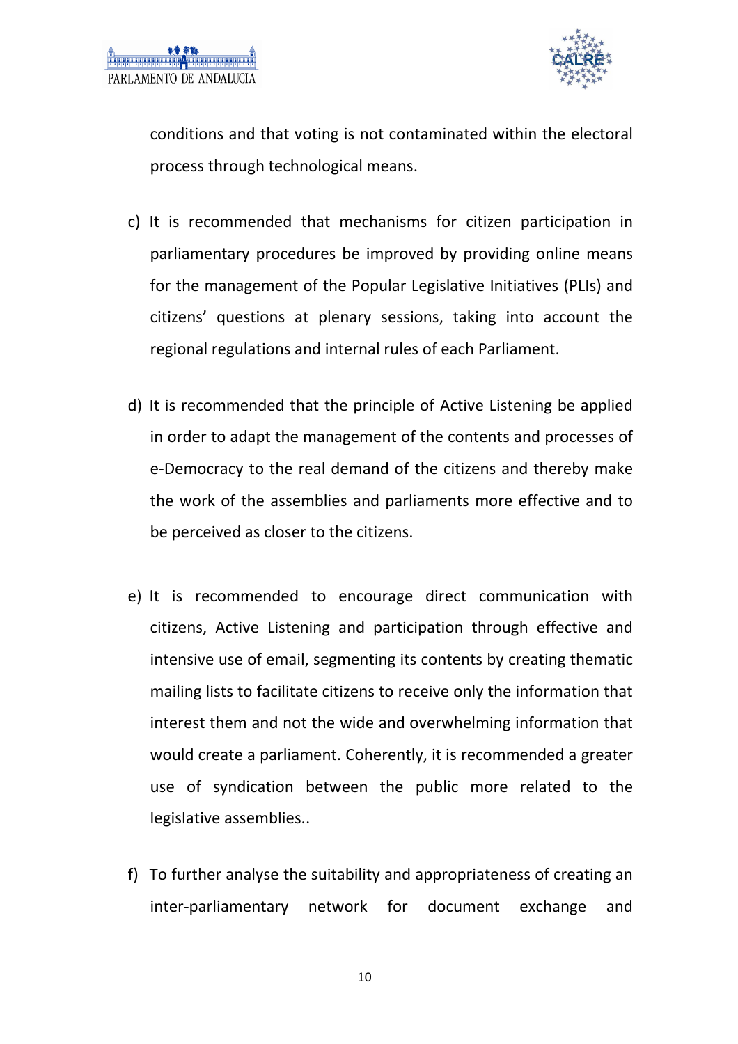conditions and that voting is not contaminated within the electoral process through technological means.

c) It is recommended that mechanisms for citizen participation in parliamentary procedures be improved by providing online means for the management of the Popular Legislative Initiatives (PLIs) and citizens' questions at plenary sessions, taking into account the regional regulations and internal rules of each Parliament.

d) It is recommended that the principle of Active Listening be applied in order to adapt the management of the contents and processes of e-Democracy to the real demand of the citizens and thereby make the work of the assemblies and parliaments more effective and to be perceived as closer to the citizens.

e) It is recommended to encourage direct communication with citizens, Active Listening and participation through effective and intensive use of email, segmenting its contents by creating thematic mailing lists to facilitate citizens to receive only the information that interest them and not the wide and overwhelming information that would create a parliament. Coherently, it is recommended a greater use of syndication between the public more related to the legislative assemblies..

f) To further analyse the suitability and appropriateness of creating an inter-parliamentary network for document exchange and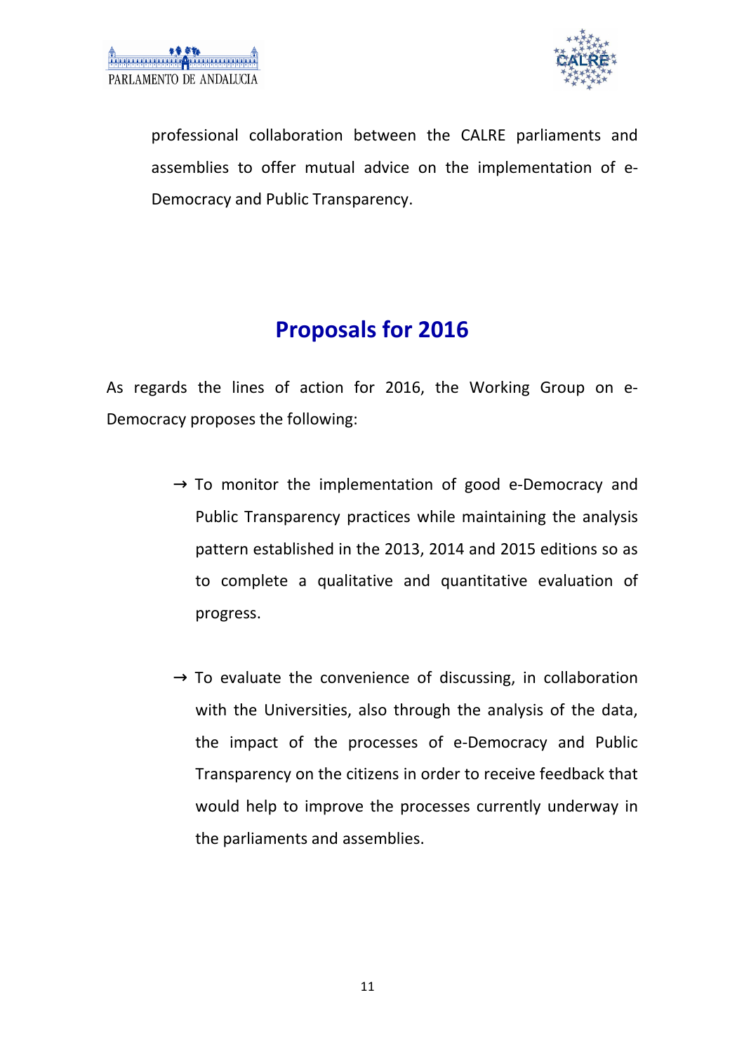professional collaboration between the CALRE parliaments and assemblies to offer mutual advice on the implementation of e-Democracy and Public Transparency.

## Proposals for 2016

As regards the lines of action for 2016, the Working Group on e-Democracy proposes the following:

→ To monitor the implementation of good e-Democracy and Public Transparency practices while maintaining the analysis pattern established in the 2013, 2014 and 2015 editions so as to complete a qualitative and quantitative evaluation of progress.

→ To evaluate the convenience of discussing, in collaboration with the Universities, also through the analysis of the data, the impact of the processes of e-Democracy and Public Transparency on the citizens in order to receive feedback that would help to improve the processes currently underway in the parliaments and assemblies.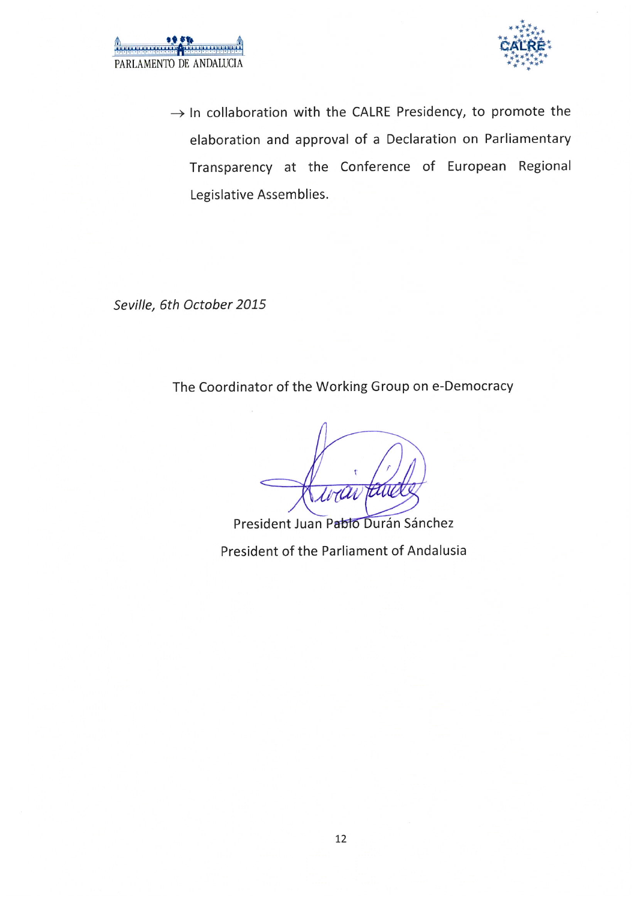→ In collaboration with the CALRE Presidency, to promote the elaboration and approval of a Declaration on Parliamentary Transparency at the Conference of European Regional Legislative Assemblies.

*Seville, 6th October 2015*

The Coordinator of the Working Group on e-Democracy

President Juan Pablo Durán Sánchez

President of the Parliament of Andalusia